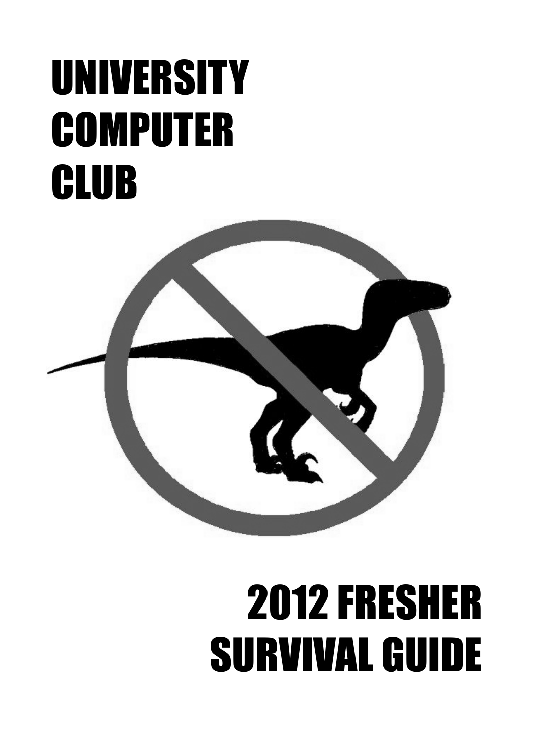# UNIVERSITY COMPUTER CLUB

# 2012 FRESHER SURVIVAL GUIDE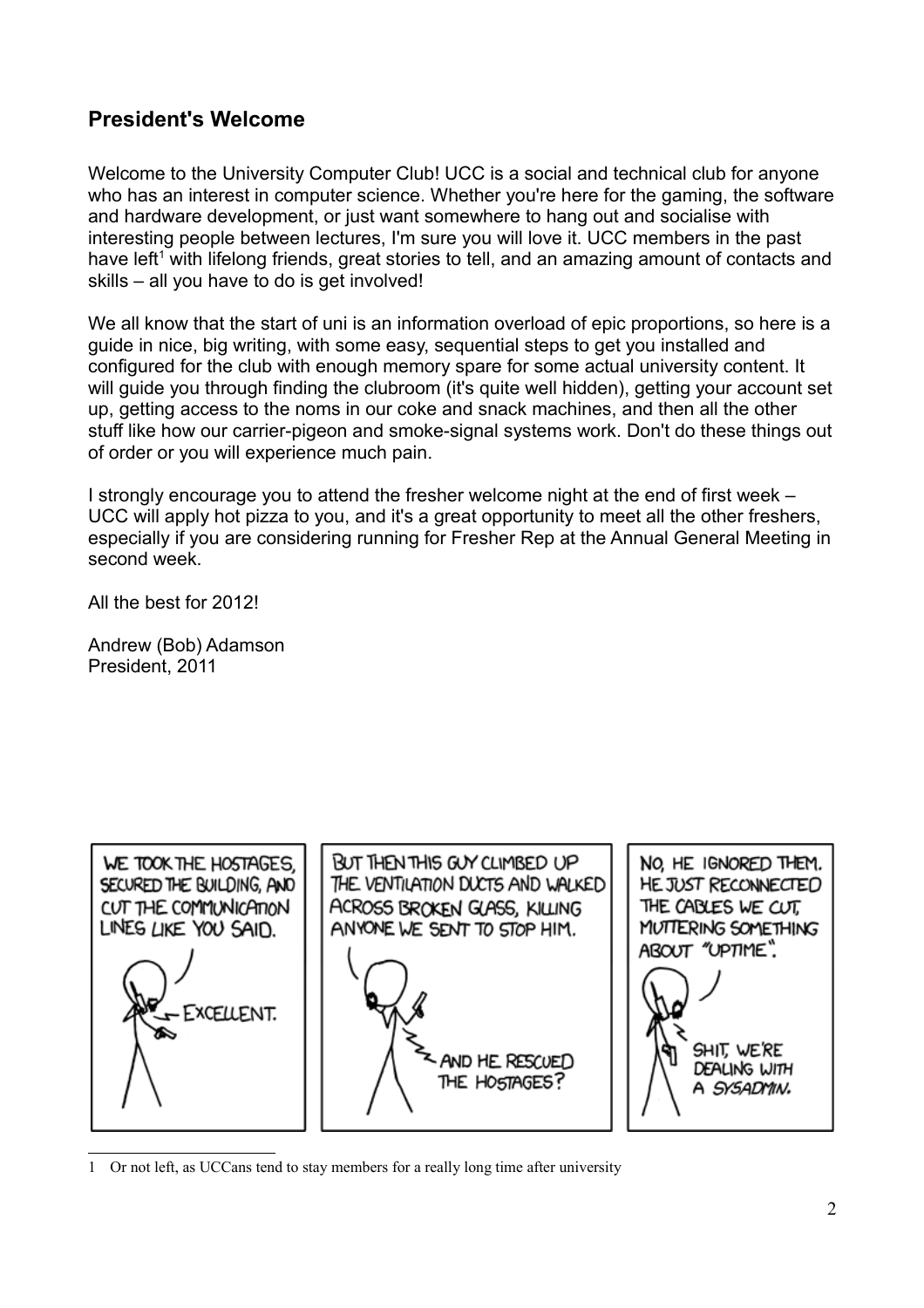## President's Welcome

Welcome to the University Computer Club! UCC is a social and technical club for anyone who has an interest in computer science. Whether you're here for the gaming, the software and hardware development, or just want somewhere to hang out and socialise with interesting people between lectures, I'm sure you will love it. UCC members in the past have left[1] with lifelong friends, great stories to tell, and an amazing amount of contacts and skills – all you have to do is get involved!

We all know that the start of uni is an information overload of epic proportions, so here is a guide in nice, big writing, with some easy, sequential steps to get you installed and configured for the club with enough memory spare for some actual university content. It will guide you through finding the clubroom (it's quite well hidden), getting your account set up, getting access to the noms in our coke and snack machines, and then all the other stuff like how our carrier-pigeon and smoke-signal systems work. Don't do these things out of order or you will experience much pain.

I strongly encourage you to attend the fresher welcome night at the end of first week – UCC will apply hot pizza to you, and it's a great opportunity to meet all the other freshers, especially if you are considering running for Fresher Rep at the Annual General Meeting in second week.

All the best for 2012!

Andrew (Bob) Adamson
President, 2011

---

[1] Or not left, as UCCans tend to stay members for a really long time after university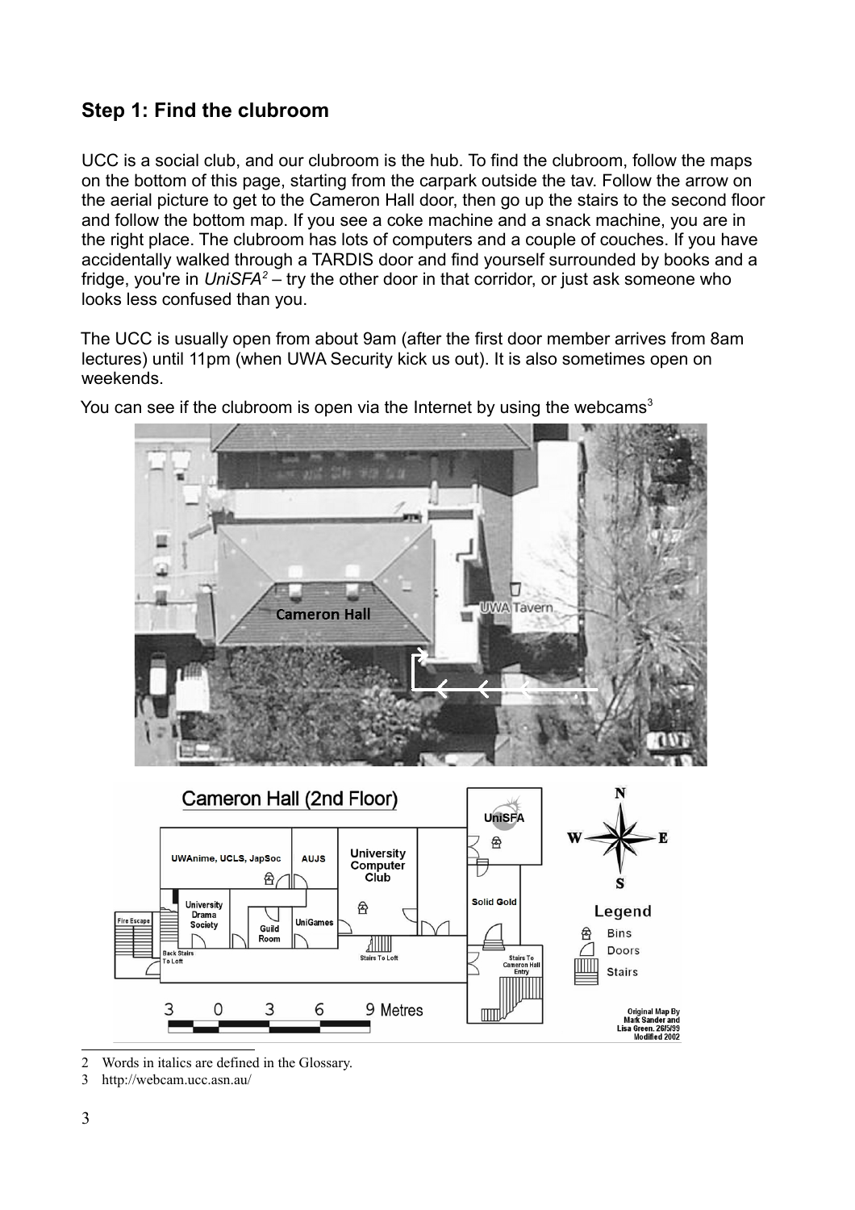## Step 1: Find the clubroom

UCC is a social club, and our clubroom is the hub. To find the clubroom, follow the maps on the bottom of this page, starting from the carpark outside the tav. Follow the arrow on the aerial picture to get to the Cameron Hall door, then go up the stairs to the second floor and follow the bottom map. If you see a coke machine and a snack machine, you are in the right place. The clubroom has lots of computers and a couple of couches. If you have accidentally walked through a TARDIS door and find yourself surrounded by books and a fridge, you're in *UniSFA*[2] – try the other door in that corridor, or just ask someone who looks less confused than you.

The UCC is usually open from about 9am (after the first door member arrives from 8am lectures) until 11pm (when UWA Security kick us out). It is also sometimes open on weekends.

You can see if the clubroom is open via the Internet by using the webcams[3]

---

2 Words in italics are defined in the Glossary.

3 http://webcam.ucc.asn.au/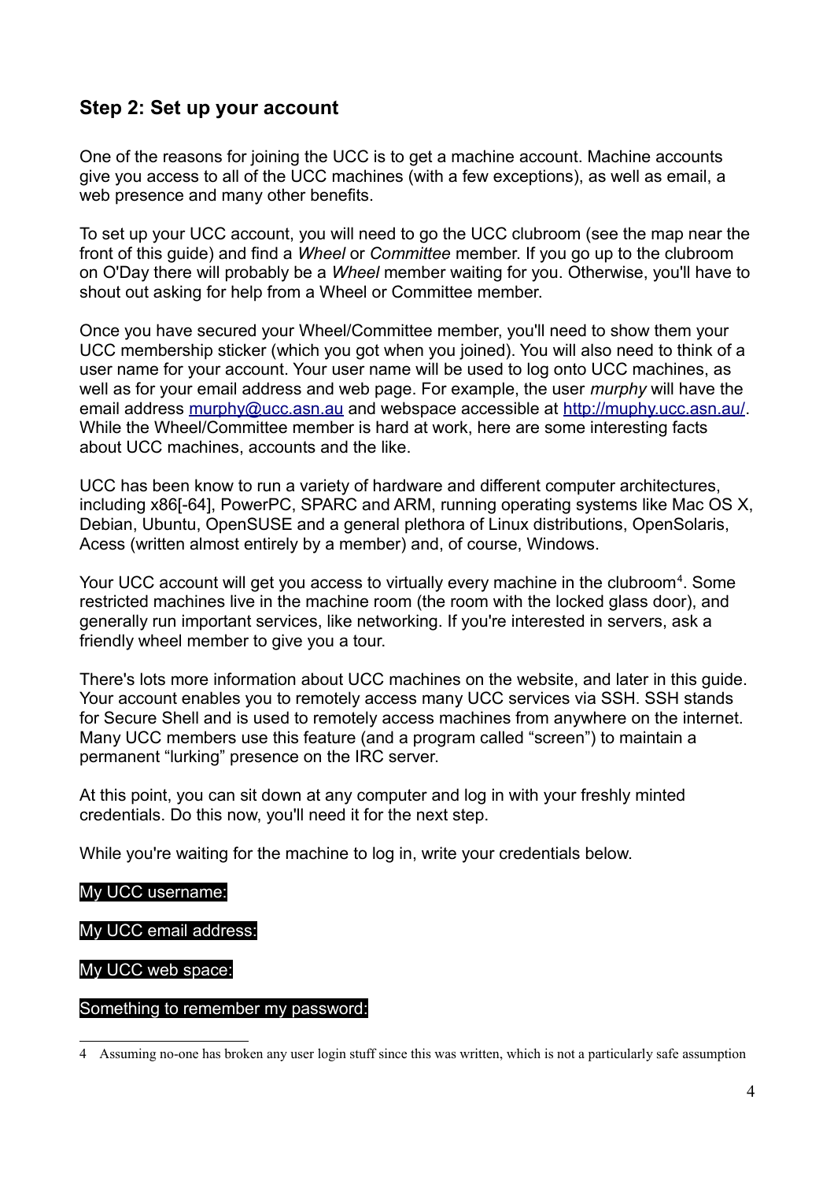## Step 2: Set up your account

One of the reasons for joining the UCC is to get a machine account. Machine accounts give you access to all of the UCC machines (with a few exceptions), as well as email, a web presence and many other benefits.

To set up your UCC account, you will need to go the UCC clubroom (see the map near the front of this guide) and find a *Wheel* or *Committee* member. If you go up to the clubroom on O'Day there will probably be a *Wheel* member waiting for you. Otherwise, you'll have to shout out asking for help from a Wheel or Committee member.

Once you have secured your Wheel/Committee member, you'll need to show them your UCC membership sticker (which you got when you joined). You will also need to think of a user name for your account. Your user name will be used to log onto UCC machines, as well as for your email address and web page. For example, the user *murphy* will have the email address murphy@ucc.asn.au and webspace accessible at http://muphy.ucc.asn.au/. While the Wheel/Committee member is hard at work, here are some interesting facts about UCC machines, accounts and the like.

UCC has been know to run a variety of hardware and different computer architectures, including x86[-64], PowerPC, SPARC and ARM, running operating systems like Mac OS X, Debian, Ubuntu, OpenSUSE and a general plethora of Linux distributions, OpenSolaris, Acess (written almost entirely by a member) and, of course, Windows.

Your UCC account will get you access to virtually every machine in the clubroom[4]. Some restricted machines live in the machine room (the room with the locked glass door), and generally run important services, like networking. If you're interested in servers, ask a friendly wheel member to give you a tour.

There's lots more information about UCC machines on the website, and later in this guide. Your account enables you to remotely access many UCC services via SSH. SSH stands for Secure Shell and is used to remotely access machines from anywhere on the internet. Many UCC members use this feature (and a program called "screen") to maintain a permanent "lurking" presence on the IRC server.

At this point, you can sit down at any computer and log in with your freshly minted credentials. Do this now, you'll need it for the next step.

While you're waiting for the machine to log in, write your credentials below.

My UCC username:

My UCC email address:

My UCC web space:

Something to remember my password:

---

4 Assuming no-one has broken any user login stuff since this was written, which is not a particularly safe assumption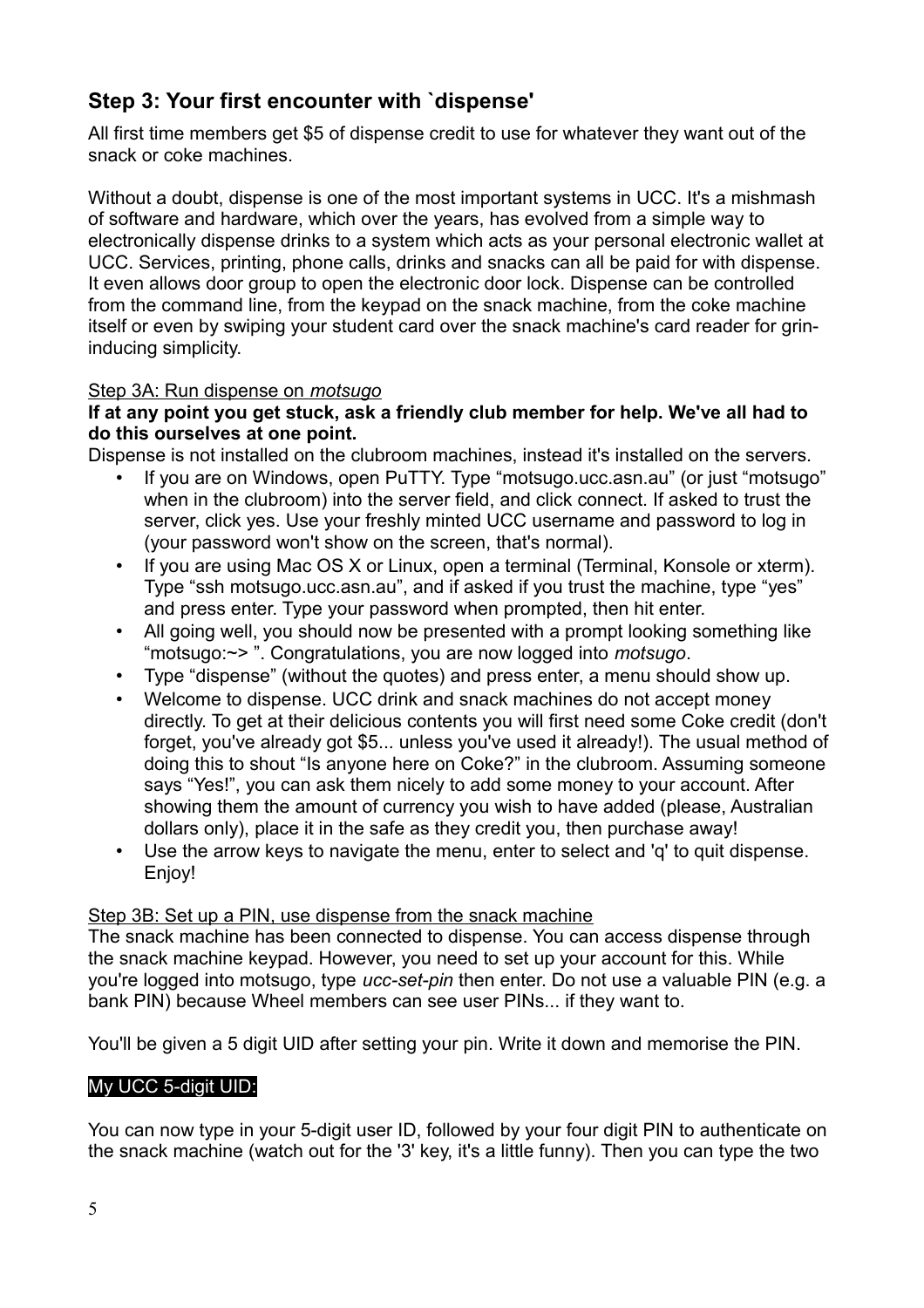## Step 3: Your first encounter with `dispense'

All first time members get $5 of dispense credit to use for whatever they want out of the snack or coke machines.

Without a doubt, dispense is one of the most important systems in UCC. It's a mishmash of software and hardware, which over the years, has evolved from a simple way to electronically dispense drinks to a system which acts as your personal electronic wallet at UCC. Services, printing, phone calls, drinks and snacks can all be paid for with dispense. It even allows door group to open the electronic door lock. Dispense can be controlled from the command line, from the keypad on the snack machine, from the coke machine itself or even by swiping your student card over the snack machine's card reader for grin-inducing simplicity.

### Step 3A: Run dispense on *motsugo*

**If at any point you get stuck, ask a friendly club member for help. We've all had to do this ourselves at one point.**

Dispense is not installed on the clubroom machines, instead it's installed on the servers.

- If you are on Windows, open PuTTY. Type "motsugo.ucc.asn.au" (or just "motsugo" when in the clubroom) into the server field, and click connect. If asked to trust the server, click yes. Use your freshly minted UCC username and password to log in (your password won't show on the screen, that's normal).
- If you are using Mac OS X or Linux, open a terminal (Terminal, Konsole or xterm). Type "ssh motsugo.ucc.asn.au", and if asked if you trust the machine, type "yes" and press enter. Type your password when prompted, then hit enter.
- All going well, you should now be presented with a prompt looking something like "motsugo:~> ". Congratulations, you are now logged into *motsugo*.
- Type "dispense" (without the quotes) and press enter, a menu should show up.
- Welcome to dispense. UCC drink and snack machines do not accept money directly. To get at their delicious contents you will first need some Coke credit (don't forget, you've already got $5... unless you've used it already!). The usual method of doing this to shout "Is anyone here on Coke?" in the clubroom. Assuming someone says "Yes!", you can ask them nicely to add some money to your account. After showing them the amount of currency you wish to have added (please, Australian dollars only), place it in the safe as they credit you, then purchase away!
- Use the arrow keys to navigate the menu, enter to select and 'q' to quit dispense. Enjoy!

### Step 3B: Set up a PIN, use dispense from the snack machine

The snack machine has been connected to dispense. You can access dispense through the snack machine keypad. However, you need to set up your account for this. While you're logged into motsugo, type *ucc-set-pin* then enter. Do not use a valuable PIN (e.g. a bank PIN) because Wheel members can see user PINs... if they want to.

You'll be given a 5 digit UID after setting your pin. Write it down and memorise the PIN.

My UCC 5-digit UID:

You can now type in your 5-digit user ID, followed by your four digit PIN to authenticate on the snack machine (watch out for the '3' key, it's a little funny). Then you can type the two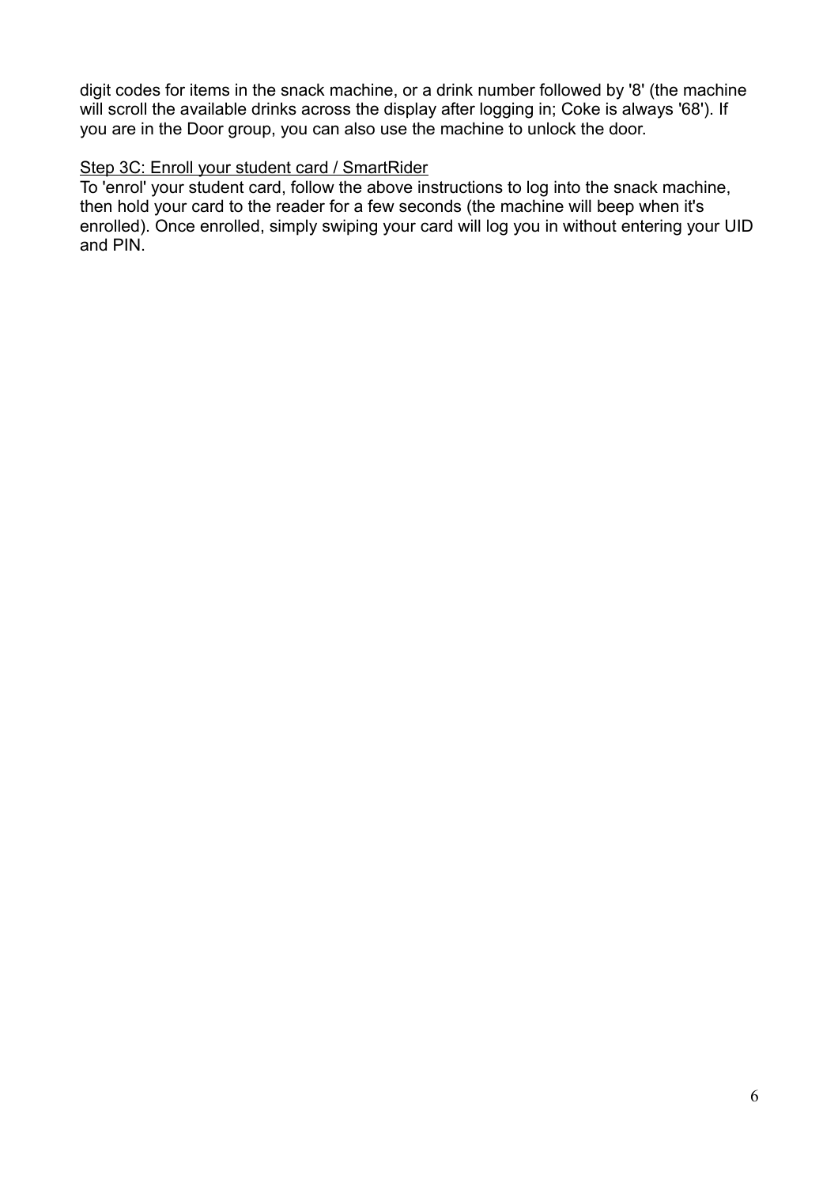digit codes for items in the snack machine, or a drink number followed by '8' (the machine will scroll the available drinks across the display after logging in; Coke is always '68'). If you are in the Door group, you can also use the machine to unlock the door.

<u>Step 3C: Enroll your student card / SmartRider</u>

To 'enrol' your student card, follow the above instructions to log into the snack machine, then hold your card to the reader for a few seconds (the machine will beep when it's enrolled). Once enrolled, simply swiping your card will log you in without entering your UID and PIN.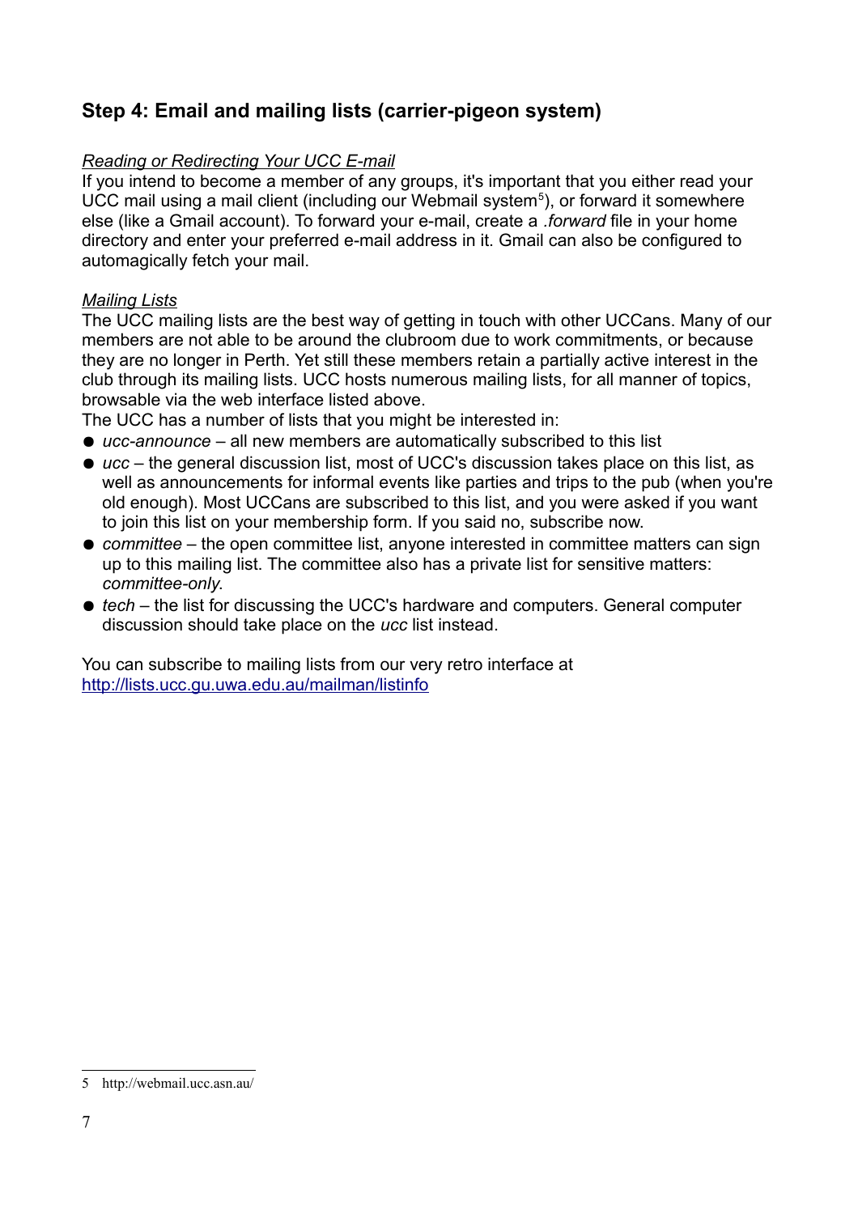## Step 4: Email and mailing lists (carrier-pigeon system)

*Reading or Redirecting Your UCC E-mail*

If you intend to become a member of any groups, it's important that you either read your UCC mail using a mail client (including our Webmail system[5]), or forward it somewhere else (like a Gmail account). To forward your e-mail, create a *.forward* file in your home directory and enter your preferred e-mail address in it. Gmail can also be configured to automagically fetch your mail.

*Mailing Lists*

The UCC mailing lists are the best way of getting in touch with other UCCans. Many of our members are not able to be around the clubroom due to work commitments, or because they are no longer in Perth. Yet still these members retain a partially active interest in the club through its mailing lists. UCC hosts numerous mailing lists, for all manner of topics, browsable via the web interface listed above.

The UCC has a number of lists that you might be interested in:

- *ucc-announce* – all new members are automatically subscribed to this list
- *ucc* – the general discussion list, most of UCC's discussion takes place on this list, as well as announcements for informal events like parties and trips to the pub (when you're old enough). Most UCCans are subscribed to this list, and you were asked if you want to join this list on your membership form. If you said no, subscribe now.
- *committee* – the open committee list, anyone interested in committee matters can sign up to this mailing list. The committee also has a private list for sensitive matters: *committee-only*.
- *tech* – the list for discussing the UCC's hardware and computers. General computer discussion should take place on the *ucc* list instead.

You can subscribe to mailing lists from our very retro interface at http://lists.ucc.gu.uwa.edu.au/mailman/listinfo

5 http://webmail.ucc.asn.au/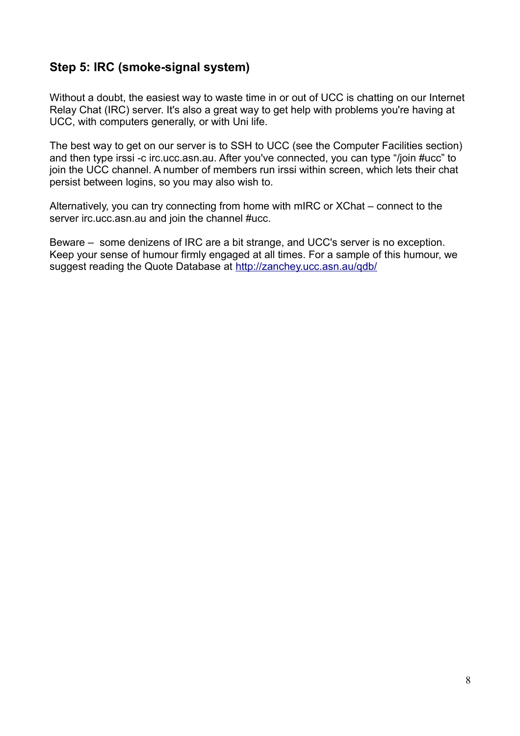## Step 5: IRC (smoke-signal system)

Without a doubt, the easiest way to waste time in or out of UCC is chatting on our Internet Relay Chat (IRC) server. It's also a great way to get help with problems you're having at UCC, with computers generally, or with Uni life.

The best way to get on our server is to SSH to UCC (see the Computer Facilities section) and then type irssi -c irc.ucc.asn.au. After you've connected, you can type "/join #ucc" to join the UCC channel. A number of members run irssi within screen, which lets their chat persist between logins, so you may also wish to.

Alternatively, you can try connecting from home with mIRC or XChat – connect to the server irc.ucc.asn.au and join the channel #ucc.

Beware – some denizens of IRC are a bit strange, and UCC's server is no exception. Keep your sense of humour firmly engaged at all times. For a sample of this humour, we suggest reading the Quote Database at [http://zanchey.ucc.asn.au/qdb/](http://zanchey.ucc.asn.au/qdb/)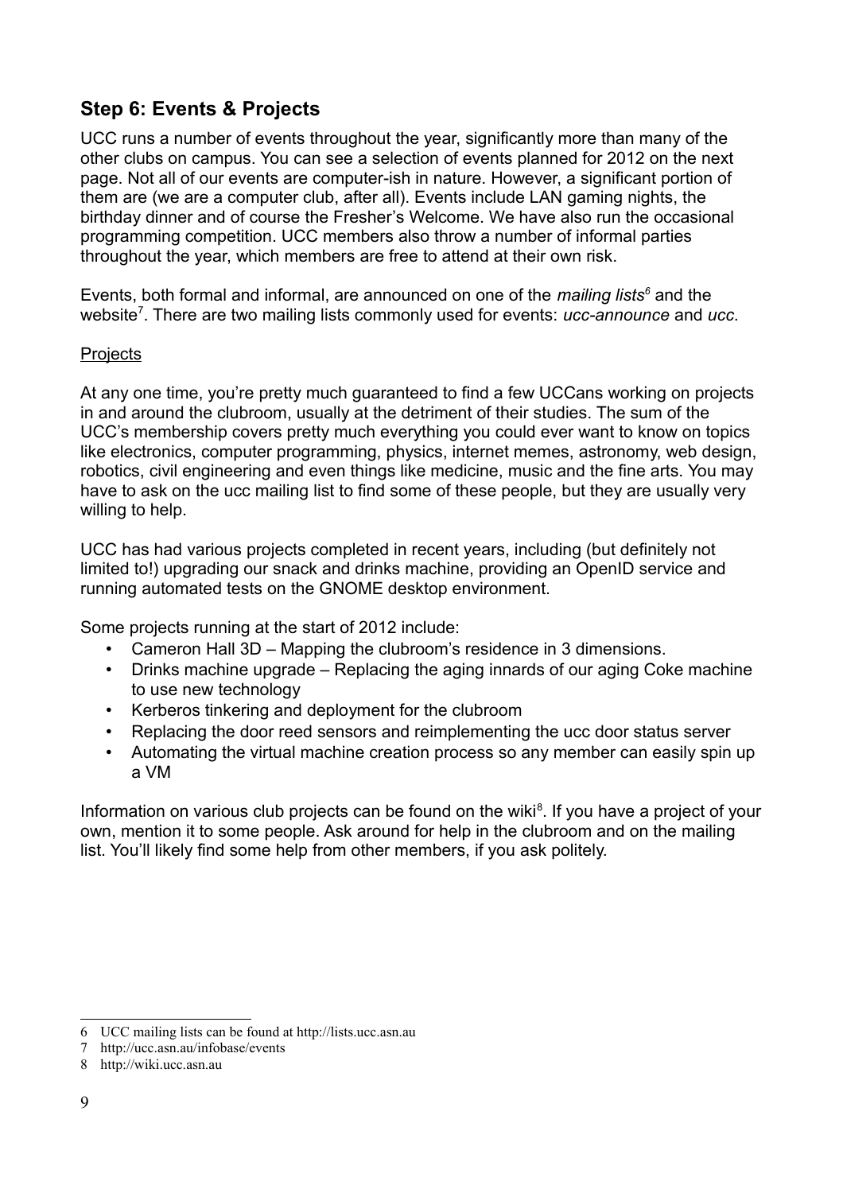## Step 6: Events & Projects

UCC runs a number of events throughout the year, significantly more than many of the other clubs on campus. You can see a selection of events planned for 2012 on the next page. Not all of our events are computer-ish in nature. However, a significant portion of them are (we are a computer club, after all). Events include LAN gaming nights, the birthday dinner and of course the Fresher's Welcome. We have also run the occasional programming competition. UCC members also throw a number of informal parties throughout the year, which members are free to attend at their own risk.

Events, both formal and informal, are announced on one of the *mailing lists*[6] and the website[7]. There are two mailing lists commonly used for events: *ucc-announce* and *ucc*.

Projects

At any one time, you're pretty much guaranteed to find a few UCCans working on projects in and around the clubroom, usually at the detriment of their studies. The sum of the UCC's membership covers pretty much everything you could ever want to know on topics like electronics, computer programming, physics, internet memes, astronomy, web design, robotics, civil engineering and even things like medicine, music and the fine arts. You may have to ask on the ucc mailing list to find some of these people, but they are usually very willing to help.

UCC has had various projects completed in recent years, including (but definitely not limited to!) upgrading our snack and drinks machine, providing an OpenID service and running automated tests on the GNOME desktop environment.

Some projects running at the start of 2012 include:

- Cameron Hall 3D – Mapping the clubroom's residence in 3 dimensions.
- Drinks machine upgrade – Replacing the aging innards of our aging Coke machine to use new technology
- Kerberos tinkering and deployment for the clubroom
- Replacing the door reed sensors and reimplementing the ucc door status server
- Automating the virtual machine creation process so any member can easily spin up a VM

Information on various club projects can be found on the wiki[8]. If you have a project of your own, mention it to some people. Ask around for help in the clubroom and on the mailing list. You'll likely find some help from other members, if you ask politely.

---

6 UCC mailing lists can be found at http://lists.ucc.asn.au

7 http://ucc.asn.au/infobase/events

8 http://wiki.ucc.asn.au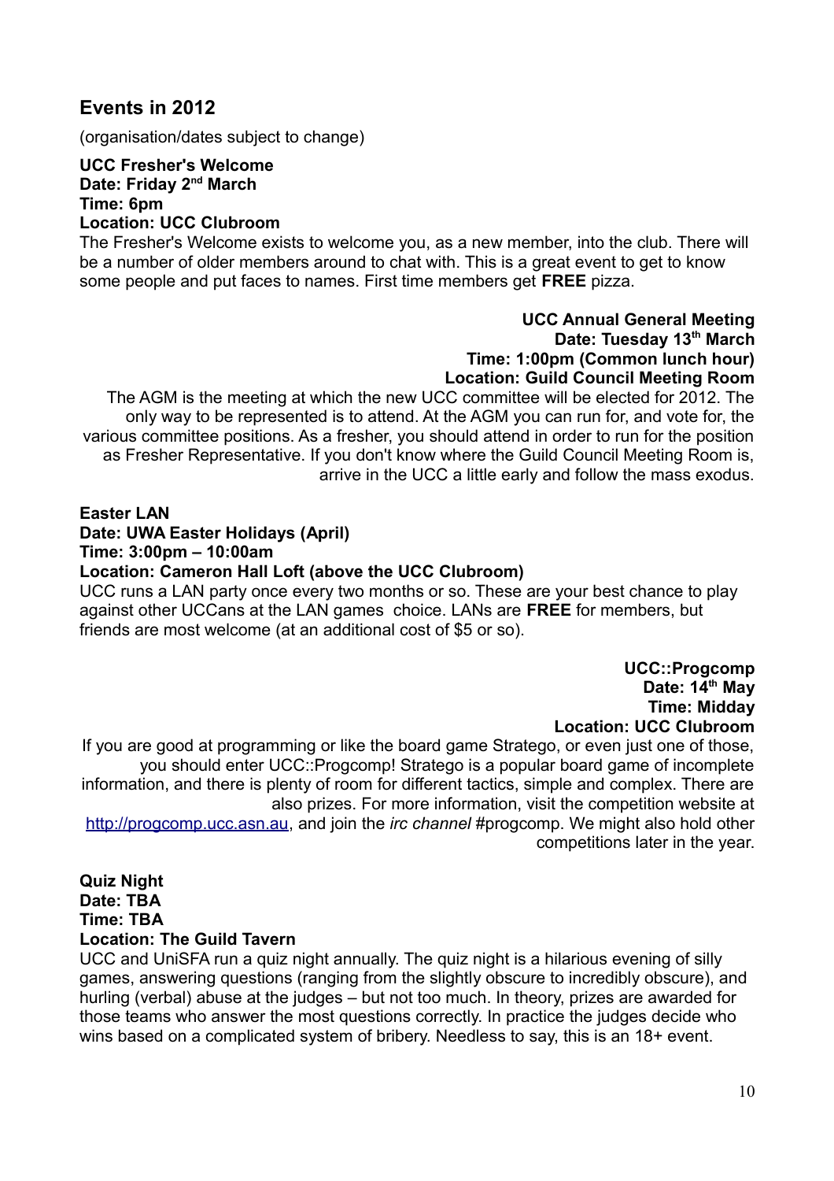## Events in 2012

(organisation/dates subject to change)

**UCC Fresher's Welcome**
**Date: Friday 2nd March**
**Time: 6pm**
**Location: UCC Clubroom**

The Fresher's Welcome exists to welcome you, as a new member, into the club. There will be a number of older members around to chat with. This is a great event to get to know some people and put faces to names. First time members get **FREE** pizza.

**UCC Annual General Meeting**
**Date: Tuesday 13th March**
**Time: 1:00pm (Common lunch hour)**
**Location: Guild Council Meeting Room**

The AGM is the meeting at which the new UCC committee will be elected for 2012. The only way to be represented is to attend. At the AGM you can run for, and vote for, the various committee positions. As a fresher, you should attend in order to run for the position as Fresher Representative. If you don't know where the Guild Council Meeting Room is, arrive in the UCC a little early and follow the mass exodus.

**Easter LAN**
**Date: UWA Easter Holidays (April)**
**Time: 3:00pm – 10:00am**
**Location: Cameron Hall Loft (above the UCC Clubroom)**

UCC runs a LAN party once every two months or so. These are your best chance to play against other UCCans at the LAN games choice. LANs are **FREE** for members, but friends are most welcome (at an additional cost of $5 or so).

**UCC::Progcomp**
**Date: 14th May**
**Time: Midday**
**Location: UCC Clubroom**

If you are good at programming or like the board game Stratego, or even just one of those, you should enter UCC::Progcomp! Stratego is a popular board game of incomplete information, and there is plenty of room for different tactics, simple and complex. There are also prizes. For more information, visit the competition website at http://progcomp.ucc.asn.au, and join the *irc channel* #progcomp. We might also hold other competitions later in the year.

**Quiz Night**
**Date: TBA**
**Time: TBA**
**Location: The Guild Tavern**

UCC and UniSFA run a quiz night annually. The quiz night is a hilarious evening of silly games, answering questions (ranging from the slightly obscure to incredibly obscure), and hurling (verbal) abuse at the judges – but not too much. In theory, prizes are awarded for those teams who answer the most questions correctly. In practice the judges decide who wins based on a complicated system of bribery. Needless to say, this is an 18+ event.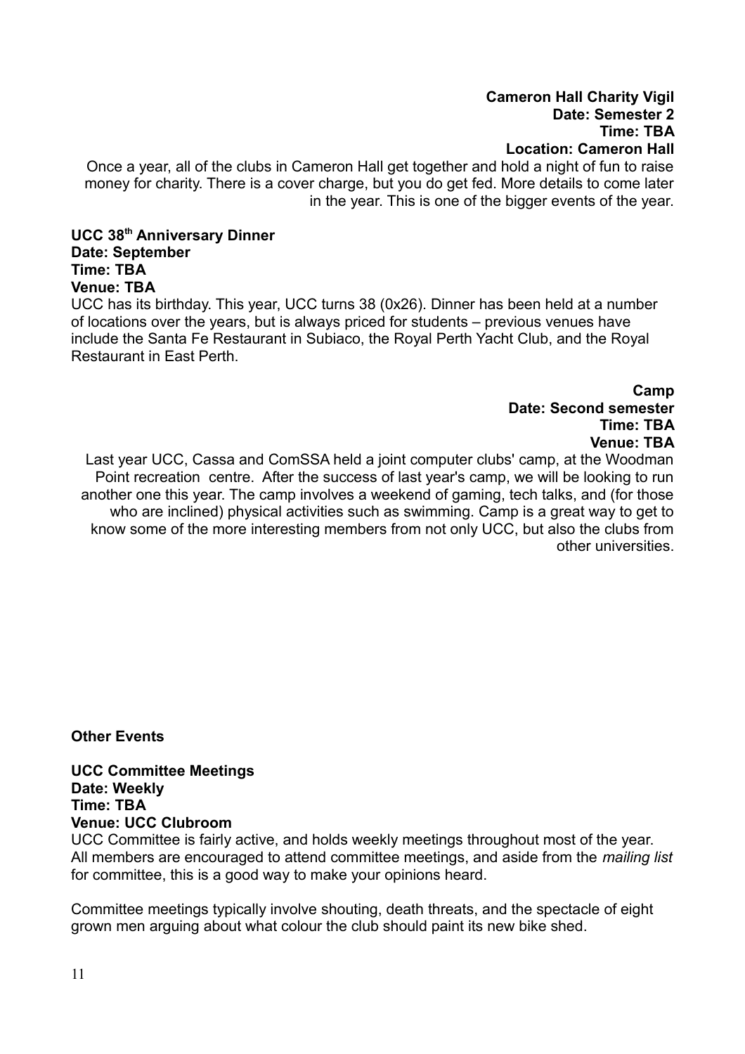**Cameron Hall Charity Vigil**
**Date: Semester 2**
**Time: TBA**
**Location: Cameron Hall**

Once a year, all of the clubs in Cameron Hall get together and hold a night of fun to raise money for charity. There is a cover charge, but you do get fed. More details to come later in the year. This is one of the bigger events of the year.

**UCC 38th Anniversary Dinner**
**Date: September**
**Time: TBA**
**Venue: TBA**

UCC has its birthday. This year, UCC turns 38 (0x26). Dinner has been held at a number of locations over the years, but is always priced for students – previous venues have include the Santa Fe Restaurant in Subiaco, the Royal Perth Yacht Club, and the Royal Restaurant in East Perth.

**Camp**
**Date: Second semester**
**Time: TBA**
**Venue: TBA**

Last year UCC, Cassa and ComSSA held a joint computer clubs' camp, at the Woodman Point recreation centre. After the success of last year's camp, we will be looking to run another one this year. The camp involves a weekend of gaming, tech talks, and (for those who are inclined) physical activities such as swimming. Camp is a great way to get to know some of the more interesting members from not only UCC, but also the clubs from other universities.

**Other Events**

**UCC Committee Meetings**
**Date: Weekly**
**Time: TBA**
**Venue: UCC Clubroom**

UCC Committee is fairly active, and holds weekly meetings throughout most of the year. All members are encouraged to attend committee meetings, and aside from the *mailing list* for committee, this is a good way to make your opinions heard.

Committee meetings typically involve shouting, death threats, and the spectacle of eight grown men arguing about what colour the club should paint its new bike shed.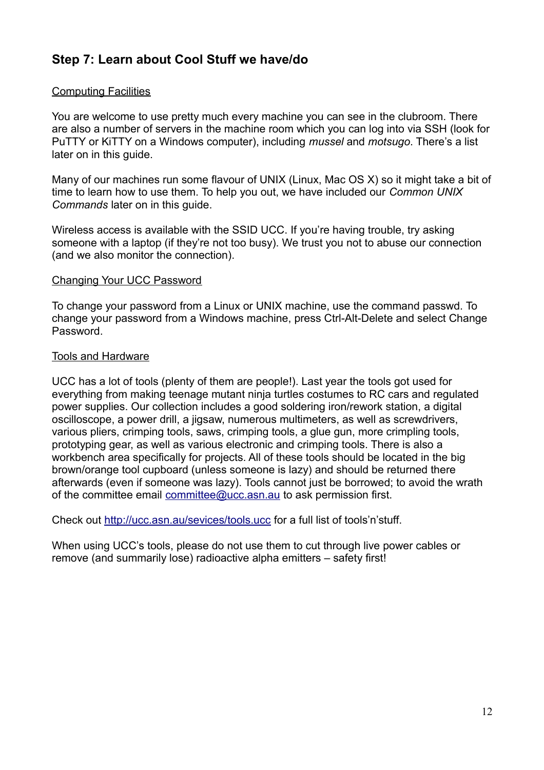## Step 7: Learn about Cool Stuff we have/do

Computing Facilities

You are welcome to use pretty much every machine you can see in the clubroom. There are also a number of servers in the machine room which you can log into via SSH (look for PuTTY or KiTTY on a Windows computer), including *mussel* and *motsugo*. There's a list later on in this guide.

Many of our machines run some flavour of UNIX (Linux, Mac OS X) so it might take a bit of time to learn how to use them. To help you out, we have included our *Common UNIX Commands* later on in this guide.

Wireless access is available with the SSID UCC. If you're having trouble, try asking someone with a laptop (if they're not too busy). We trust you not to abuse our connection (and we also monitor the connection).

Changing Your UCC Password

To change your password from a Linux or UNIX machine, use the command passwd. To change your password from a Windows machine, press Ctrl-Alt-Delete and select Change Password.

Tools and Hardware

UCC has a lot of tools (plenty of them are people!). Last year the tools got used for everything from making teenage mutant ninja turtles costumes to RC cars and regulated power supplies. Our collection includes a good soldering iron/rework station, a digital oscilloscope, a power drill, a jigsaw, numerous multimeters, as well as screwdrivers, various pliers, crimping tools, saws, crimping tools, a glue gun, more crimpling tools, prototyping gear, as well as various electronic and crimping tools. There is also a workbench area specifically for projects. All of these tools should be located in the big brown/orange tool cupboard (unless someone is lazy) and should be returned there afterwards (even if someone was lazy). Tools cannot just be borrowed; to avoid the wrath of the committee email [committee@ucc.asn.au](mailto:committee@ucc.asn.au) to ask permission first.

Check out [http://ucc.asn.au/sevices/tools.ucc](http://ucc.asn.au/sevices/tools.ucc) for a full list of tools'n'stuff.

When using UCC's tools, please do not use them to cut through live power cables or remove (and summarily lose) radioactive alpha emitters – safety first!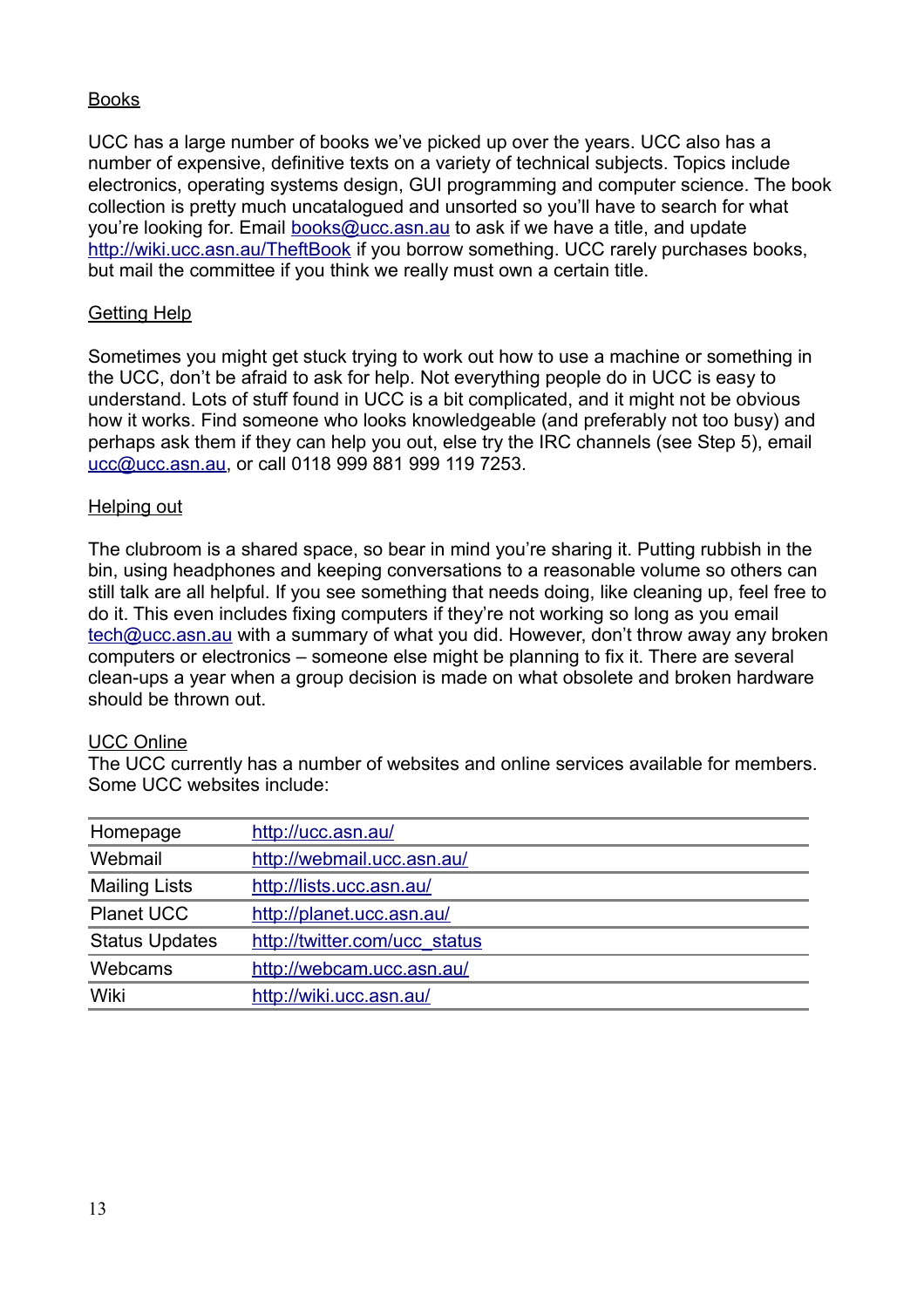## Books

UCC has a large number of books we've picked up over the years. UCC also has a number of expensive, definitive texts on a variety of technical subjects. Topics include electronics, operating systems design, GUI programming and computer science. The book collection is pretty much uncatalogued and unsorted so you'll have to search for what you're looking for. Email books@ucc.asn.au to ask if we have a title, and update http://wiki.ucc.asn.au/TheftBook if you borrow something. UCC rarely purchases books, but mail the committee if you think we really must own a certain title.

## Getting Help

Sometimes you might get stuck trying to work out how to use a machine or something in the UCC, don't be afraid to ask for help. Not everything people do in UCC is easy to understand. Lots of stuff found in UCC is a bit complicated, and it might not be obvious how it works. Find someone who looks knowledgeable (and preferably not too busy) and perhaps ask them if they can help you out, else try the IRC channels (see Step 5), email ucc@ucc.asn.au, or call 0118 999 881 999 119 7253.

## Helping out

The clubroom is a shared space, so bear in mind you're sharing it. Putting rubbish in the bin, using headphones and keeping conversations to a reasonable volume so others can still talk are all helpful. If you see something that needs doing, like cleaning up, feel free to do it. This even includes fixing computers if they're not working so long as you email tech@ucc.asn.au with a summary of what you did. However, don't throw away any broken computers or electronics – someone else might be planning to fix it. There are several clean-ups a year when a group decision is made on what obsolete and broken hardware should be thrown out.

## UCC Online

The UCC currently has a number of websites and online services available for members. Some UCC websites include:

| | |
|---|---|
| Homepage | http://ucc.asn.au/ |
| Webmail | http://webmail.ucc.asn.au/ |
| Mailing Lists | http://lists.ucc.asn.au/ |
| Planet UCC | http://planet.ucc.asn.au/ |
| Status Updates | http://twitter.com/ucc_status |
| Webcams | http://webcam.ucc.asn.au/ |
| Wiki | http://wiki.ucc.asn.au/ |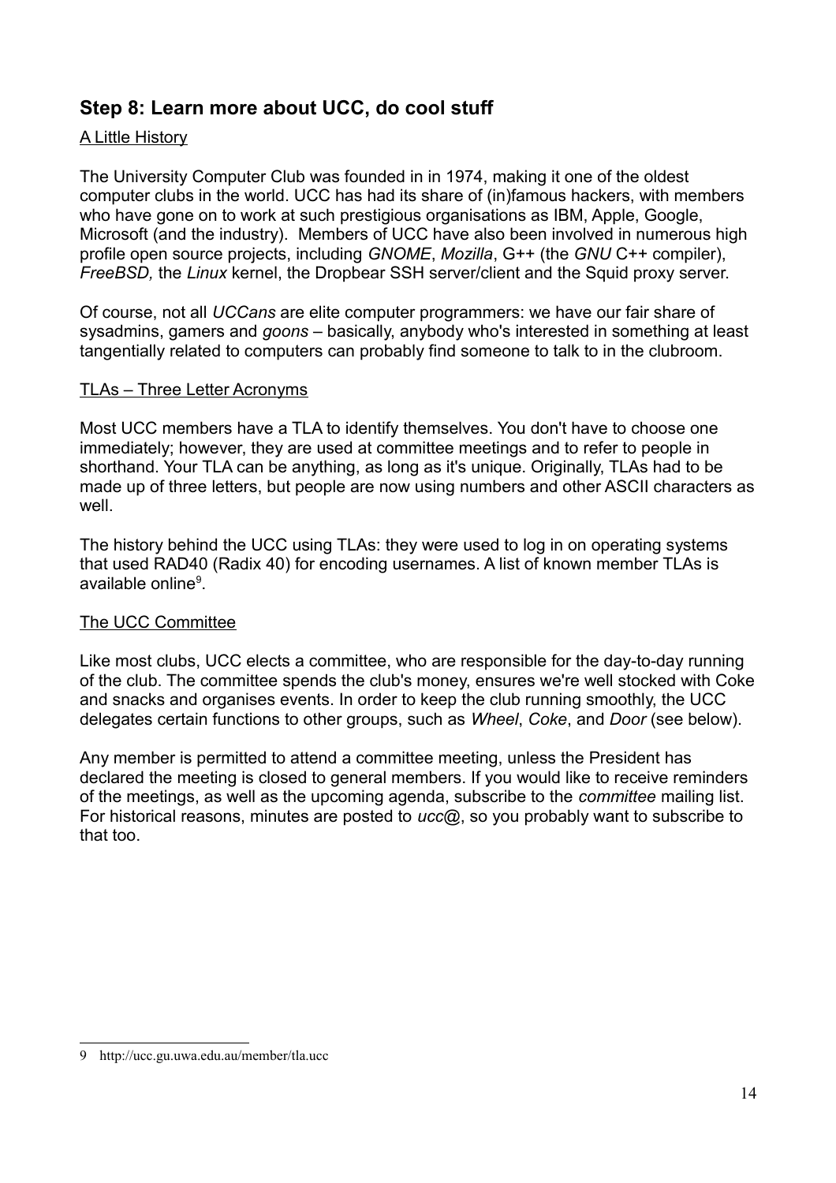## Step 8: Learn more about UCC, do cool stuff

A Little History

The University Computer Club was founded in in 1974, making it one of the oldest computer clubs in the world. UCC has had its share of (in)famous hackers, with members who have gone on to work at such prestigious organisations as IBM, Apple, Google, Microsoft (and the industry). Members of UCC have also been involved in numerous high profile open source projects, including *GNOME*, *Mozilla*, G++ (the *GNU* C++ compiler), *FreeBSD,* the *Linux* kernel, the Dropbear SSH server/client and the Squid proxy server.

Of course, not all *UCCans* are elite computer programmers: we have our fair share of sysadmins, gamers and *goons* – basically, anybody who's interested in something at least tangentially related to computers can probably find someone to talk to in the clubroom.

TLAs – Three Letter Acronyms

Most UCC members have a TLA to identify themselves. You don't have to choose one immediately; however, they are used at committee meetings and to refer to people in shorthand. Your TLA can be anything, as long as it's unique. Originally, TLAs had to be made up of three letters, but people are now using numbers and other ASCII characters as well.

The history behind the UCC using TLAs: they were used to log in on operating systems that used RAD40 (Radix 40) for encoding usernames. A list of known member TLAs is available online[9].

The UCC Committee

Like most clubs, UCC elects a committee, who are responsible for the day-to-day running of the club. The committee spends the club's money, ensures we're well stocked with Coke and snacks and organises events. In order to keep the club running smoothly, the UCC delegates certain functions to other groups, such as *Wheel*, *Coke*, and *Door* (see below).

Any member is permitted to attend a committee meeting, unless the President has declared the meeting is closed to general members. If you would like to receive reminders of the meetings, as well as the upcoming agenda, subscribe to the *committee* mailing list. For historical reasons, minutes are posted to *ucc@*, so you probably want to subscribe to that too.

---

9 http://ucc.gu.uwa.edu.au/member/tla.ucc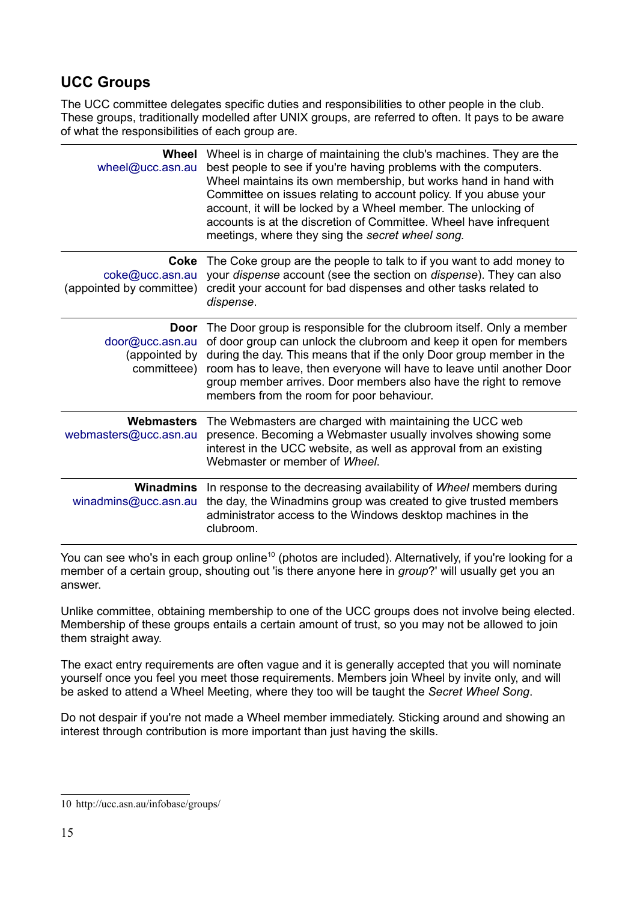## UCC Groups

The UCC committee delegates specific duties and responsibilities to other people in the club. These groups, traditionally modelled after UNIX groups, are referred to often. It pays to be aware of what the responsibilities of each group are.

| Group | Responsibilities |
|---|---|
| **Wheel** wheel@ucc.asn.au | Wheel is in charge of maintaining the club's machines. They are the best people to see if you're having problems with the computers. Wheel maintains its own membership, but works hand in hand with Committee on issues relating to account policy. If you abuse your account, it will be locked by a Wheel member. The unlocking of accounts is at the discretion of Committee. Wheel have infrequent meetings, where they sing the *secret wheel song.* |
| **Coke** coke@ucc.asn.au (appointed by committee) | The Coke group are the people to talk to if you want to add money to your *dispense* account (see the section on *dispense*). They can also credit your account for bad dispenses and other tasks related to *dispense*. |
| **Door** door@ucc.asn.au (appointed by committeee) | The Door group is responsible for the clubroom itself. Only a member of door group can unlock the clubroom and keep it open for members during the day. This means that if the only Door group member in the room has to leave, then everyone will have to leave until another Door group member arrives. Door members also have the right to remove members from the room for poor behaviour. |
| **Webmasters** webmasters@ucc.asn.au | The Webmasters are charged with maintaining the UCC web presence. Becoming a Webmaster usually involves showing some interest in the UCC website, as well as approval from an existing Webmaster or member of *Wheel*. |
| **Winadmins** winadmins@ucc.asn.au | In response to the decreasing availability of *Wheel* members during the day, the Winadmins group was created to give trusted members administrator access to the Windows desktop machines in the clubroom. |

You can see who's in each group online[10] (photos are included). Alternatively, if you're looking for a member of a certain group, shouting out 'is there anyone here in *group*?' will usually get you an answer.

Unlike committee, obtaining membership to one of the UCC groups does not involve being elected. Membership of these groups entails a certain amount of trust, so you may not be allowed to join them straight away.

The exact entry requirements are often vague and it is generally accepted that you will nominate yourself once you feel you meet those requirements. Members join Wheel by invite only, and will be asked to attend a Wheel Meeting, where they too will be taught the *Secret Wheel Song*.

Do not despair if you're not made a Wheel member immediately. Sticking around and showing an interest through contribution is more important than just having the skills.

---

10 http://ucc.asn.au/infobase/groups/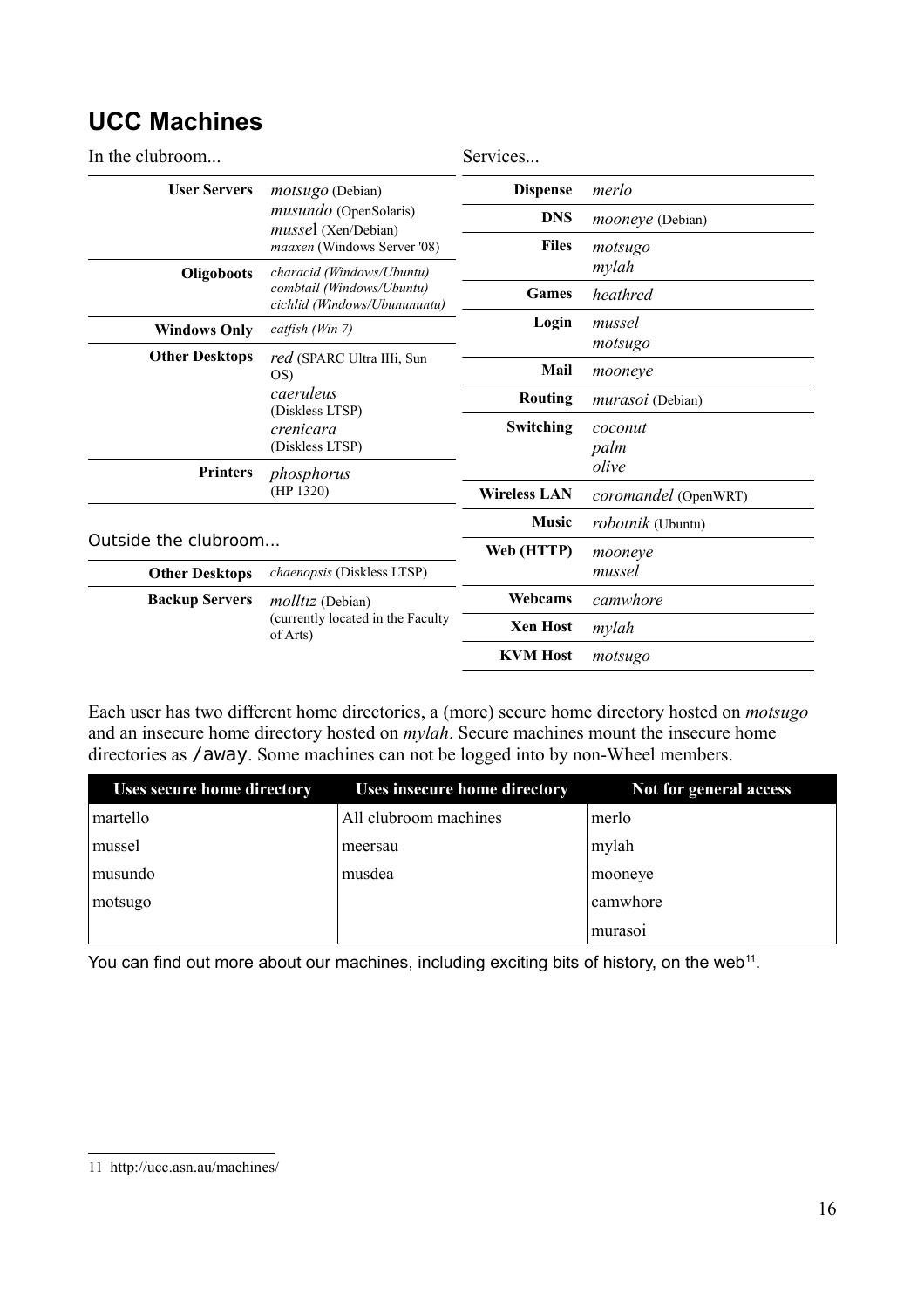# UCC Machines

In the clubroom...

| | |
|---|---|
| **User Servers** | *motsugo* (Debian)<br>*musundo* (OpenSolaris)<br>*mussel* (Xen/Debian)<br>*maaxen* (Windows Server '08) |
| **Oligoboots** | *characid (Windows/Ubuntu)*<br>*combtail (Windows/Ubuntu)*<br>*cichlid (Windows/Ubunununtu)* |
| **Windows Only** | *catfish (Win 7)* |
| **Other Desktops** | *red* (SPARC Ultra IIIi, Sun OS)<br>*caeruleus* (Diskless LTSP)<br>*crenicara* (Diskless LTSP) |
| **Printers** | *phosphorus* (HP 1320) |

Outside the clubroom...

| | |
|---|---|
| **Other Desktops** | *chaenopsis* (Diskless LTSP) |
| **Backup Servers** | *molltiz* (Debian)<br>(currently located in the Faculty of Arts) |

Services...

| | |
|---|---|
| **Dispense** | *merlo* |
| **DNS** | *mooneye* (Debian) |
| **Files** | *motsugo*<br>*mylah* |
| **Games** | *heathred* |
| **Login** | *mussel*<br>*motsugo* |
| **Mail** | *mooneye* |
| **Routing** | *murasoi* (Debian) |
| **Switching** | *coconut*<br>*palm*<br>*olive* |
| **Wireless LAN** | *coromandel* (OpenWRT) |
| **Music** | *robotnik* (Ubuntu) |
| **Web (HTTP)** | *mooneye*<br>*mussel* |
| **Webcams** | *camwhore* |
| **Xen Host** | *mylah* |
| **KVM Host** | *motsugo* |

Each user has two different home directories, a (more) secure home directory hosted on *motsugo* and an insecure home directory hosted on *mylah*. Secure machines mount the insecure home directories as `/away`. Some machines can not be logged into by non-Wheel members.

| Uses secure home directory | Uses insecure home directory | Not for general access |
|---|---|---|
| martello | All clubroom machines | merlo |
| mussel | meersau | mylah |
| musundo | musdea | mooneye |
| motsugo | | camwhore |
| | | murasoi |

You can find out more about our machines, including exciting bits of history, on the web[11].

11 http://ucc.asn.au/machines/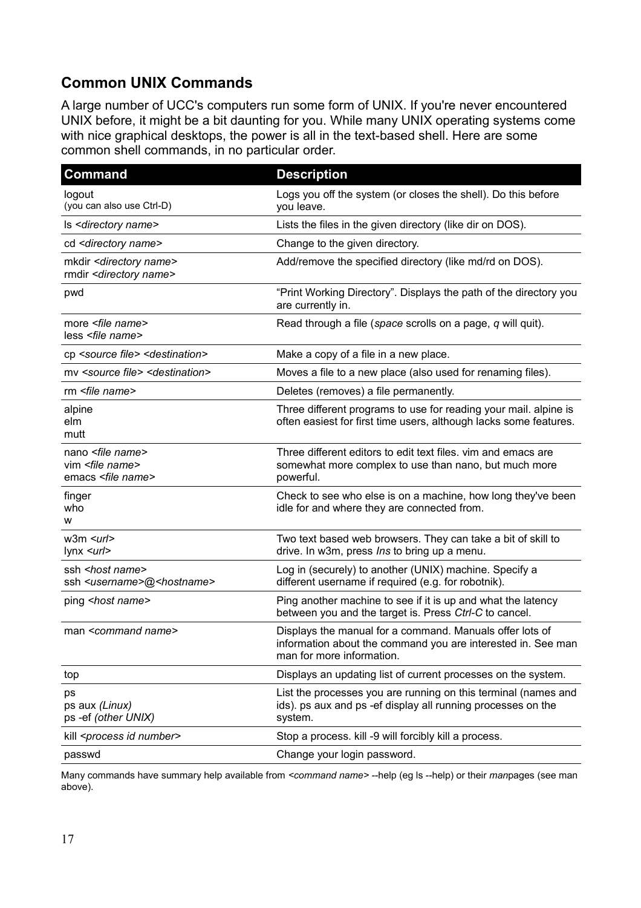## Common UNIX Commands

A large number of UCC's computers run some form of UNIX. If you're never encountered UNIX before, it might be a bit daunting for you. While many UNIX operating systems come with nice graphical desktops, the power is all in the text-based shell. Here are some common shell commands, in no particular order.

| Command | Description |
|---|---|
| logout<br>(you can also use Ctrl-D) | Logs you off the system (or closes the shell). Do this before you leave. |
| ls *<directory name>* | Lists the files in the given directory (like dir on DOS). |
| cd *<directory name>* | Change to the given directory. |
| mkdir *<directory name>*<br>rmdir *<directory name>* | Add/remove the specified directory (like md/rd on DOS). |
| pwd | "Print Working Directory". Displays the path of the directory you are currently in. |
| more *<file name>*<br>less *<file name>* | Read through a file (*space* scrolls on a page, *q* will quit). |
| cp *<source file> <destination>* | Make a copy of a file in a new place. |
| mv *<source file> <destination>* | Moves a file to a new place (also used for renaming files). |
| rm *<file name>* | Deletes (removes) a file permanently. |
| alpine<br>elm<br>mutt | Three different programs to use for reading your mail. alpine is often easiest for first time users, although lacks some features. |
| nano *<file name>*<br>vim *<file name>*<br>emacs *<file name>* | Three different editors to edit text files. vim and emacs are somewhat more complex to use than nano, but much more powerful. |
| finger<br>who<br>w | Check to see who else is on a machine, how long they've been idle for and where they are connected from. |
| w3m *<url>*<br>lynx *<url>* | Two text based web browsers. They can take a bit of skill to drive. In w3m, press *Ins* to bring up a menu. |
| ssh *<host name>*<br>ssh *<username>*@*<hostname>* | Log in (securely) to another (UNIX) machine. Specify a different username if required (e.g. for robotnik). |
| ping *<host name>* | Ping another machine to see if it is up and what the latency between you and the target is. Press *Ctrl-C* to cancel. |
| man *<command name>* | Displays the manual for a command. Manuals offer lots of information about the command you are interested in. See man man for more information. |
| top | Displays an updating list of current processes on the system. |
| ps<br>ps aux *(Linux)*<br>ps -ef *(other UNIX)* | List the processes you are running on this terminal (names and ids). ps aux and ps -ef display all running processes on the system. |
| kill *<process id number>* | Stop a process. kill -9 will forcibly kill a process. |
| passwd | Change your login password. |

Many commands have summary help available from *<command name>* --help (eg ls --help) or their *man*pages (see man above).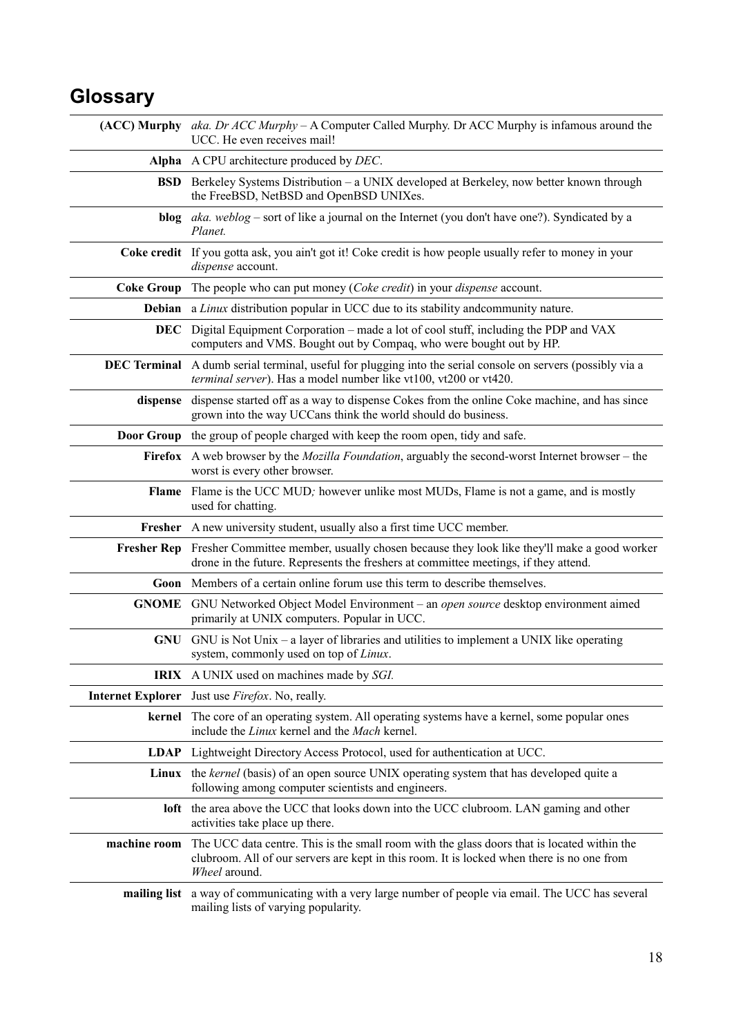# Glossary

| | |
|---|---|
| **(ACC) Murphy** | *aka. Dr ACC Murphy* – A Computer Called Murphy. Dr ACC Murphy is infamous around the UCC. He even receives mail! |
| **Alpha** | A CPU architecture produced by *DEC*. |
| **BSD** | Berkeley Systems Distribution – a UNIX developed at Berkeley, now better known through the FreeBSD, NetBSD and OpenBSD UNIXes. |
| **blog** | *aka. weblog* – sort of like a journal on the Internet (you don't have one?). Syndicated by a *Planet.* |
| **Coke credit** | If you gotta ask, you ain't got it! Coke credit is how people usually refer to money in your *dispense* account. |
| **Coke Group** | The people who can put money (*Coke credit*) in your *dispense* account. |
| **Debian** | a *Linux* distribution popular in UCC due to its stability andcommunity nature. |
| **DEC** | Digital Equipment Corporation – made a lot of cool stuff, including the PDP and VAX computers and VMS. Bought out by Compaq, who were bought out by HP. |
| **DEC Terminal** | A dumb serial terminal, useful for plugging into the serial console on servers (possibly via a *terminal server*). Has a model number like vt100, vt200 or vt420. |
| **dispense** | dispense started off as a way to dispense Cokes from the online Coke machine, and has since grown into the way UCCans think the world should do business. |
| **Door Group** | the group of people charged with keep the room open, tidy and safe. |
| **Firefox** | A web browser by the *Mozilla Foundation*, arguably the second-worst Internet browser – the worst is every other browser. |
| **Flame** | Flame is the UCC MUD*;* however unlike most MUDs, Flame is not a game, and is mostly used for chatting. |
| **Fresher** | A new university student, usually also a first time UCC member. |
| **Fresher Rep** | Fresher Committee member, usually chosen because they look like they'll make a good worker drone in the future. Represents the freshers at committee meetings, if they attend. |
| **Goon** | Members of a certain online forum use this term to describe themselves. |
| **GNOME** | GNU Networked Object Model Environment – an *open source* desktop environment aimed primarily at UNIX computers. Popular in UCC. |
| **GNU** | GNU is Not Unix – a layer of libraries and utilities to implement a UNIX like operating system, commonly used on top of *Linux*. |
| **IRIX** | A UNIX used on machines made by *SGI.* |
| **Internet Explorer** | Just use *Firefox*. No, really. |
| **kernel** | The core of an operating system. All operating systems have a kernel, some popular ones include the *Linux* kernel and the *Mach* kernel. |
| **LDAP** | Lightweight Directory Access Protocol, used for authentication at UCC. |
| **Linux** | the *kernel* (basis) of an open source UNIX operating system that has developed quite a following among computer scientists and engineers. |
| **loft** | the area above the UCC that looks down into the UCC clubroom. LAN gaming and other activities take place up there. |
| **machine room** | The UCC data centre. This is the small room with the glass doors that is located within the clubroom. All of our servers are kept in this room. It is locked when there is no one from *Wheel* around. |
| **mailing list** | a way of communicating with a very large number of people via email. The UCC has several mailing lists of varying popularity. |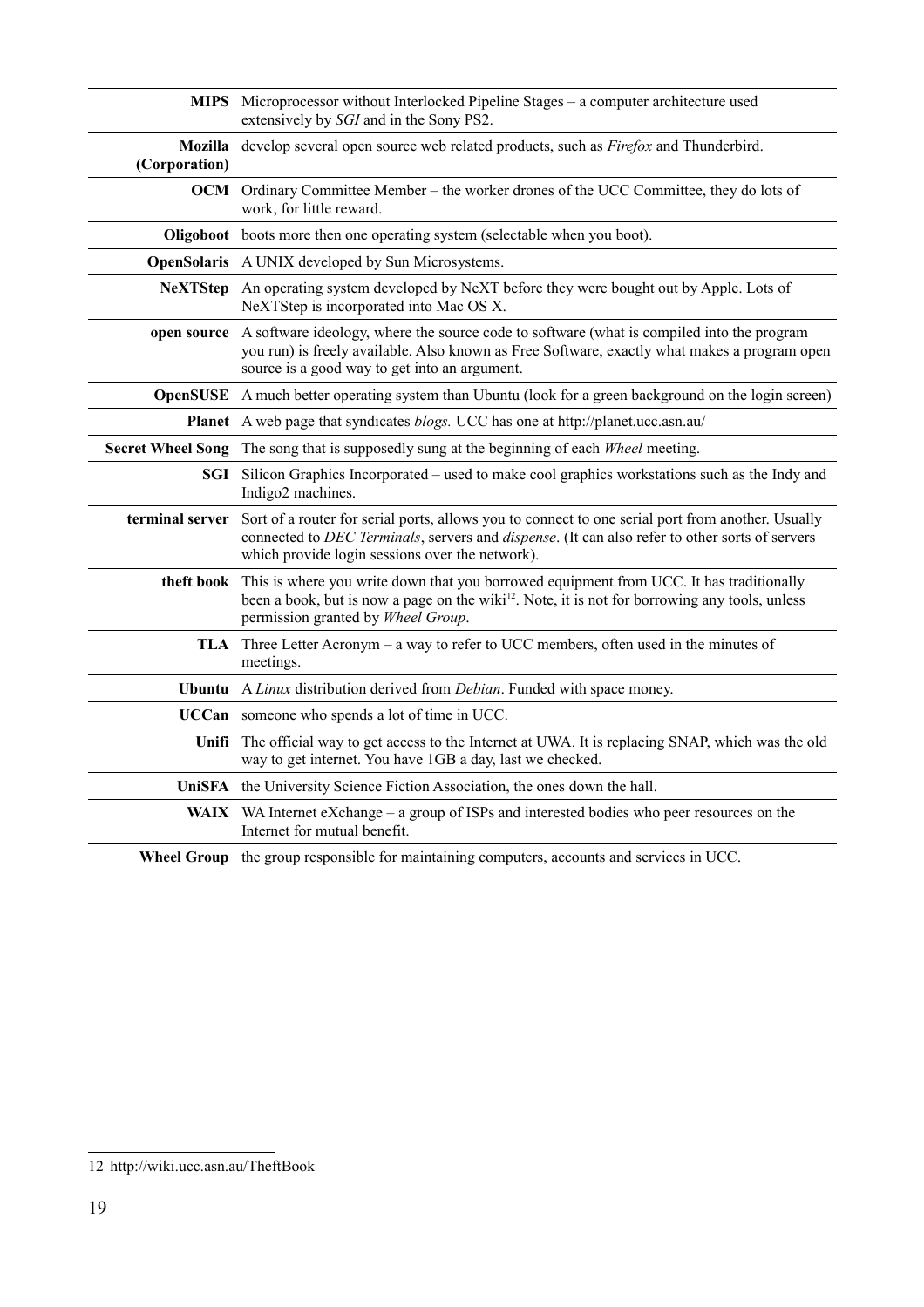| | |
|---|---|
| **MIPS** | Microprocessor without Interlocked Pipeline Stages – a computer architecture used extensively by *SGI* and in the Sony PS2. |
| **Mozilla (Corporation)** | develop several open source web related products, such as *Firefox* and Thunderbird. |
| **OCM** | Ordinary Committee Member – the worker drones of the UCC Committee, they do lots of work, for little reward. |
| **Oligoboot** | boots more then one operating system (selectable when you boot). |
| **OpenSolaris** | A UNIX developed by Sun Microsystems. |
| **NeXTStep** | An operating system developed by NeXT before they were bought out by Apple. Lots of NeXTStep is incorporated into Mac OS X. |
| **open source** | A software ideology, where the source code to software (what is compiled into the program you run) is freely available. Also known as Free Software, exactly what makes a program open source is a good way to get into an argument. |
| **OpenSUSE** | A much better operating system than Ubuntu (look for a green background on the login screen) |
| **Planet** | A web page that syndicates *blogs.* UCC has one at http://planet.ucc.asn.au/ |
| **Secret Wheel Song** | The song that is supposedly sung at the beginning of each *Wheel* meeting. |
| **SGI** | Silicon Graphics Incorporated – used to make cool graphics workstations such as the Indy and Indigo2 machines. |
| **terminal server** | Sort of a router for serial ports, allows you to connect to one serial port from another. Usually connected to *DEC Terminals*, servers and *dispense*. (It can also refer to other sorts of servers which provide login sessions over the network). |
| **theft book** | This is where you write down that you borrowed equipment from UCC. It has traditionally been a book, but is now a page on the wiki[12]. Note, it is not for borrowing any tools, unless permission granted by *Wheel Group*. |
| **TLA** | Three Letter Acronym – a way to refer to UCC members, often used in the minutes of meetings. |
| **Ubuntu** | A *Linux* distribution derived from *Debian*. Funded with space money. |
| **UCCan** | someone who spends a lot of time in UCC. |
| **Unifi** | The official way to get access to the Internet at UWA. It is replacing SNAP, which was the old way to get internet. You have 1GB a day, last we checked. |
| **UniSFA** | the University Science Fiction Association, the ones down the hall. |
| **WAIX** | WA Internet eXchange – a group of ISPs and interested bodies who peer resources on the Internet for mutual benefit. |
| **Wheel Group** | the group responsible for maintaining computers, accounts and services in UCC. |

12 http://wiki.ucc.asn.au/TheftBook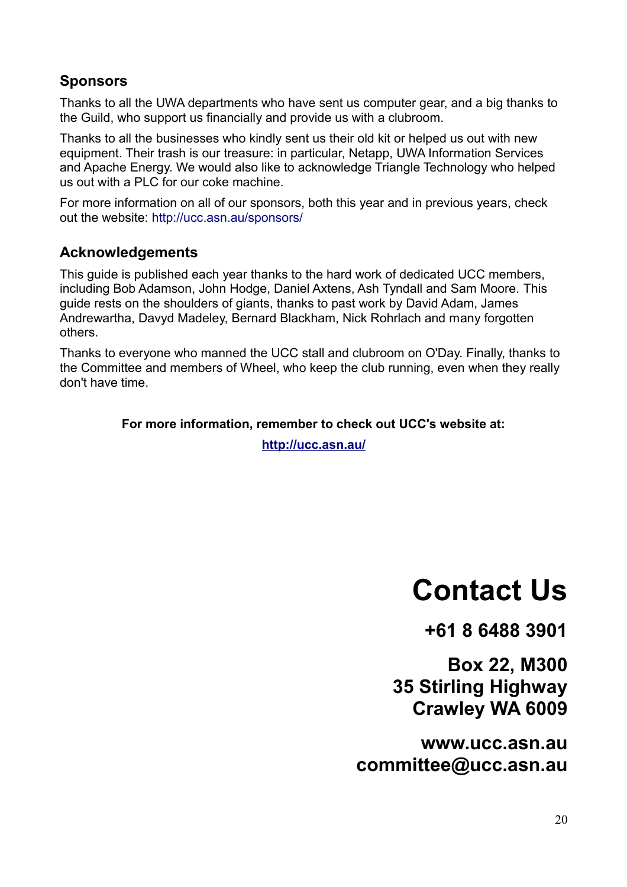## Sponsors

Thanks to all the UWA departments who have sent us computer gear, and a big thanks to the Guild, who support us financially and provide us with a clubroom.

Thanks to all the businesses who kindly sent us their old kit or helped us out with new equipment. Their trash is our treasure: in particular, Netapp, UWA Information Services and Apache Energy. We would also like to acknowledge Triangle Technology who helped us out with a PLC for our coke machine.

For more information on all of our sponsors, both this year and in previous years, check out the website: http://ucc.asn.au/sponsors/

## Acknowledgements

This guide is published each year thanks to the hard work of dedicated UCC members, including Bob Adamson, John Hodge, Daniel Axtens, Ash Tyndall and Sam Moore. This guide rests on the shoulders of giants, thanks to past work by David Adam, James Andrewartha, Davyd Madeley, Bernard Blackham, Nick Rohrlach and many forgotten others.

Thanks to everyone who manned the UCC stall and clubroom on O'Day. Finally, thanks to the Committee and members of Wheel, who keep the club running, even when they really don't have time.

**For more information, remember to check out UCC's website at:**

**http://ucc.asn.au/**

# Contact Us

**+61 8 6488 3901**

**Box 22, M300**
**35 Stirling Highway**
**Crawley WA 6009**

**www.ucc.asn.au**
**committee@ucc.asn.au**